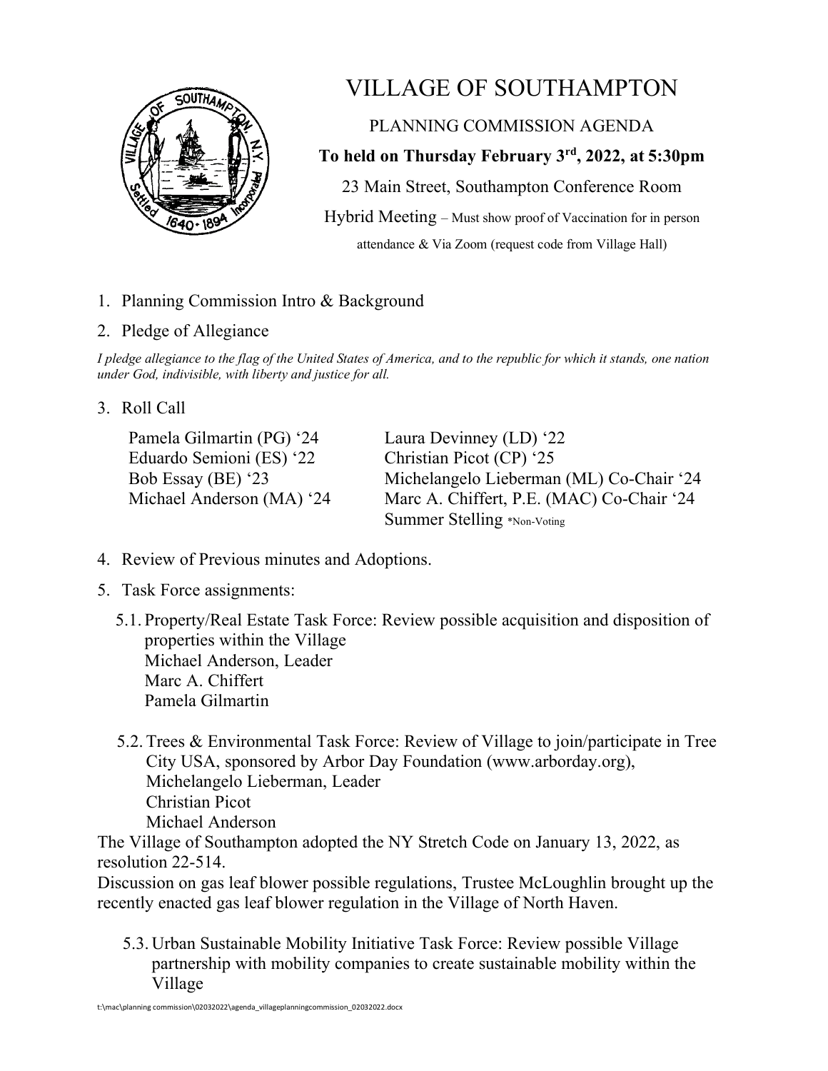# VILLAGE OF SOUTHAMPTON

PLANNING COMMISSION AGENDA

**To held on Thursday February 3rd, 2022, at 5:30pm**

23 Main Street, Southampton Conference Room

Hybrid Meeting – Must show proof of Vaccination for in person attendance & Via Zoom (request code from Village Hall)

1. Planning Commission Intro & Background
2. Pledge of Allegiance

*I pledge allegiance to the flag of the United States of America, and to the republic for which it stands, one nation under God, indivisible, with liberty and justice for all.*

3. Roll Call

   Pamela Gilmartin (PG) '24
   Eduardo Semioni (ES) '22
   Bob Essay (BE) '23
   Michael Anderson (MA) '24
   Laura Devinney (LD) '22
   Christian Picot (CP) '25
   Michelangelo Lieberman (ML) Co-Chair '24
   Marc A. Chiffert, P.E. (MAC) Co-Chair '24
   Summer Stelling *Non-Voting

4. Review of Previous minutes and Adoptions.
5. Task Force assignments:

   5.1. Property/Real Estate Task Force: Review possible acquisition and disposition of properties within the Village
   Michael Anderson, Leader
   Marc A. Chiffert
   Pamela Gilmartin

   5.2. Trees & Environmental Task Force: Review of Village to join/participate in Tree City USA, sponsored by Arbor Day Foundation (www.arborday.org),
   Michelangelo Lieberman, Leader
   Christian Picot
   Michael Anderson

The Village of Southampton adopted the NY Stretch Code on January 13, 2022, as resolution 22-514.

Discussion on gas leaf blower possible regulations, Trustee McLoughlin brought up the recently enacted gas leaf blower regulation in the Village of North Haven.

   5.3. Urban Sustainable Mobility Initiative Task Force: Review possible Village partnership with mobility companies to create sustainable mobility within the Village

t:\mac\planning commission\02032022\agenda_villageplanningcommission_02032022.docx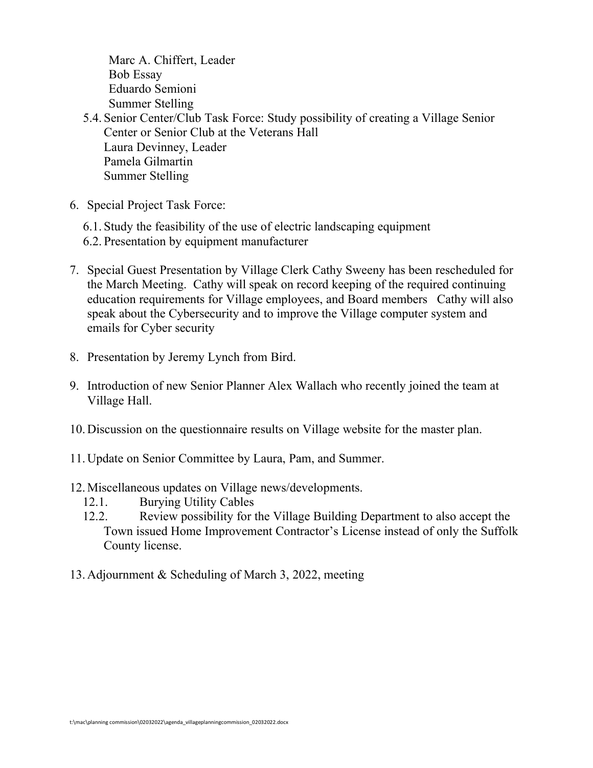Marc A. Chiffert, Leader
Bob Essay
Eduardo Semioni
Summer Stelling

5.4. Senior Center/Club Task Force: Study possibility of creating a Village Senior Center or Senior Club at the Veterans Hall
Laura Devinney, Leader
Pamela Gilmartin
Summer Stelling

6. Special Project Task Force:
   6.1. Study the feasibility of the use of electric landscaping equipment
   6.2. Presentation by equipment manufacturer

7. Special Guest Presentation by Village Clerk Cathy Sweeny has been rescheduled for the March Meeting. Cathy will speak on record keeping of the required continuing education requirements for Village employees, and Board members Cathy will also speak about the Cybersecurity and to improve the Village computer system and emails for Cyber security

8. Presentation by Jeremy Lynch from Bird.

9. Introduction of new Senior Planner Alex Wallach who recently joined the team at Village Hall.

10. Discussion on the questionnaire results on Village website for the master plan.

11. Update on Senior Committee by Laura, Pam, and Summer.

12. Miscellaneous updates on Village news/developments.
    12.1. Burying Utility Cables
    12.2. Review possibility for the Village Building Department to also accept the Town issued Home Improvement Contractor's License instead of only the Suffolk County license.

13. Adjournment & Scheduling of March 3, 2022, meeting

t:\mac\planning commission\02032022\agenda_villageplanningcommission_02032022.docx